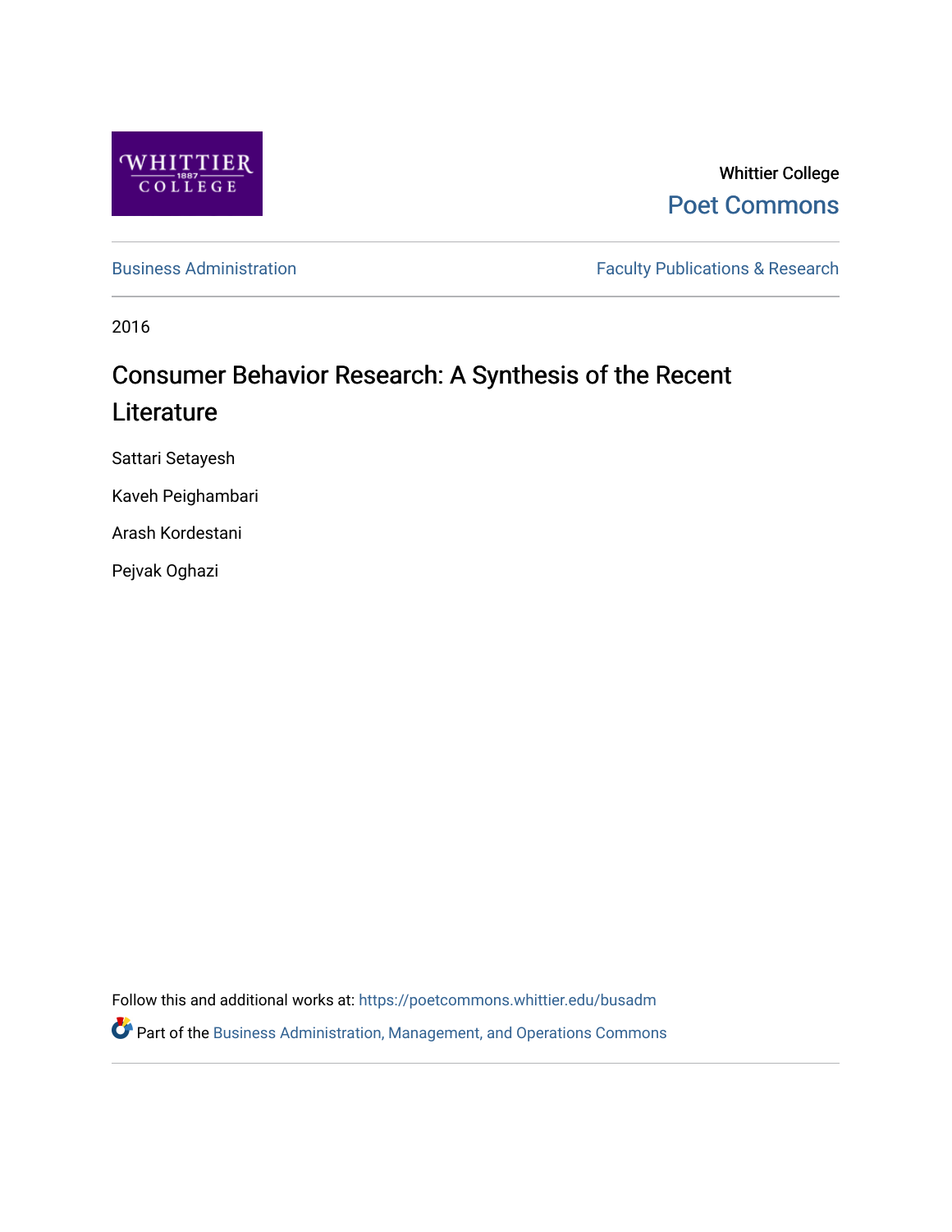Whittier College

Poet Commons

Business Administration

Faculty Publications & Research

2016

# Consumer Behavior Research: A Synthesis of the Recent Literature

Sattari Setayesh

Kaveh Peighambari

Arash Kordestani

Pejvak Oghazi

Follow this and additional works at: https://poetcommons.whittier.edu/busadm

Part of the Business Administration, Management, and Operations Commons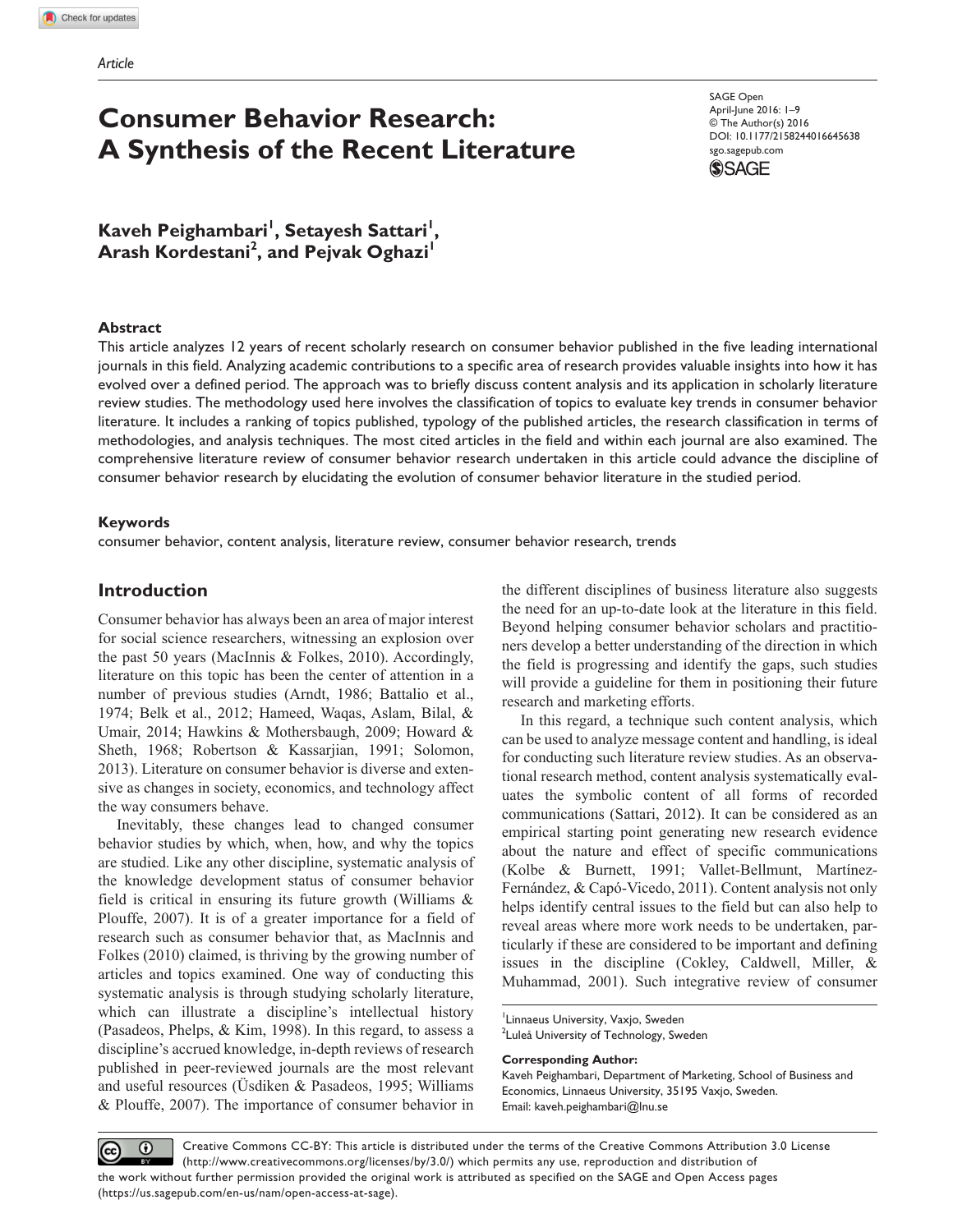Article

# Consumer Behavior Research: A Synthesis of the Recent Literature

SAGE Open
April-June 2016: 1–9
© The Author(s) 2016
DOI: 10.1177/2158244016645638
sgo.sagepub.com

**Kaveh Peighambari[1], Setayesh Sattari[1], Arash Kordestani[2], and Pejvak Oghazi[1]**

## Abstract

This article analyzes 12 years of recent scholarly research on consumer behavior published in the five leading international journals in this field. Analyzing academic contributions to a specific area of research provides valuable insights into how it has evolved over a defined period. The approach was to briefly discuss content analysis and its application in scholarly literature review studies. The methodology used here involves the classification of topics to evaluate key trends in consumer behavior literature. It includes a ranking of topics published, typology of the published articles, the research classification in terms of methodologies, and analysis techniques. The most cited articles in the field and within each journal are also examined. The comprehensive literature review of consumer behavior research undertaken in this article could advance the discipline of consumer behavior research by elucidating the evolution of consumer behavior literature in the studied period.

## Keywords

consumer behavior, content analysis, literature review, consumer behavior research, trends

## Introduction

Consumer behavior has always been an area of major interest for social science researchers, witnessing an explosion over the past 50 years (MacInnis & Folkes, 2010). Accordingly, literature on this topic has been the center of attention in a number of previous studies (Arndt, 1986; Battalio et al., 1974; Belk et al., 2012; Hameed, Waqas, Aslam, Bilal, & Umair, 2014; Hawkins & Mothersbaugh, 2009; Howard & Sheth, 1968; Robertson & Kassarjian, 1991; Solomon, 2013). Literature on consumer behavior is diverse and extensive as changes in society, economics, and technology affect the way consumers behave.

Inevitably, these changes lead to changed consumer behavior studies by which, when, how, and why the topics are studied. Like any other discipline, systematic analysis of the knowledge development status of consumer behavior field is critical in ensuring its future growth (Williams & Plouffe, 2007). It is of a greater importance for a field of research such as consumer behavior that, as MacInnis and Folkes (2010) claimed, is thriving by the growing number of articles and topics examined. One way of conducting this systematic analysis is through studying scholarly literature, which can illustrate a discipline's intellectual history (Pasadeos, Phelps, & Kim, 1998). In this regard, to assess a discipline's accrued knowledge, in-depth reviews of research published in peer-reviewed journals are the most relevant and useful resources (Üsdiken & Pasadeos, 1995; Williams & Plouffe, 2007). The importance of consumer behavior in the different disciplines of business literature also suggests the need for an up-to-date look at the literature in this field. Beyond helping consumer behavior scholars and practitioners develop a better understanding of the direction in which the field is progressing and identify the gaps, such studies will provide a guideline for them in positioning their future research and marketing efforts.

In this regard, a technique such content analysis, which can be used to analyze message content and handling, is ideal for conducting such literature review studies. As an observational research method, content analysis systematically evaluates the symbolic content of all forms of recorded communications (Sattari, 2012). It can be considered as an empirical starting point generating new research evidence about the nature and effect of specific communications (Kolbe & Burnett, 1991; Vallet-Bellmunt, Martínez-Fernández, & Capó-Vicedo, 2011). Content analysis not only helps identify central issues to the field but can also help to reveal areas where more work needs to be undertaken, particularly if these are considered to be important and defining issues in the discipline (Cokley, Caldwell, Miller, & Muhammad, 2001). Such integrative review of consumer

[1]Linnaeus University, Vaxjo, Sweden
[2]Luleå University of Technology, Sweden

**Corresponding Author:**
Kaveh Peighambari, Department of Marketing, School of Business and Economics, Linnaeus University, 35195 Vaxjo, Sweden.
Email: kaveh.peighambari@lnu.se

Creative Commons CC-BY: This article is distributed under the terms of the Creative Commons Attribution 3.0 License (http://www.creativecommons.org/licenses/by/3.0/) which permits any use, reproduction and distribution of the work without further permission provided the original work is attributed as specified on the SAGE and Open Access pages (https://us.sagepub.com/en-us/nam/open-access-at-sage).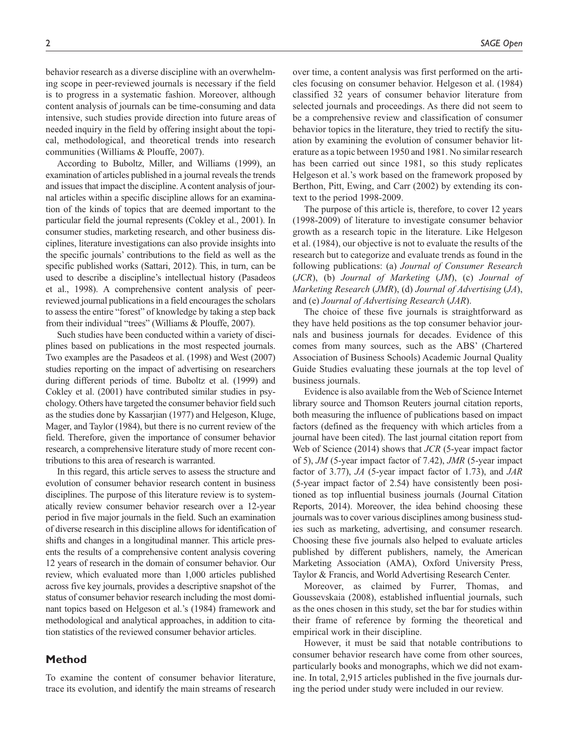behavior research as a diverse discipline with an overwhelming scope in peer-reviewed journals is necessary if the field is to progress in a systematic fashion. Moreover, although content analysis of journals can be time-consuming and data intensive, such studies provide direction into future areas of needed inquiry in the field by offering insight about the topical, methodological, and theoretical trends into research communities (Williams & Plouffe, 2007).

According to Buboltz, Miller, and Williams (1999), an examination of articles published in a journal reveals the trends and issues that impact the discipline. A content analysis of journal articles within a specific discipline allows for an examination of the kinds of topics that are deemed important to the particular field the journal represents (Cokley et al., 2001). In consumer studies, marketing research, and other business disciplines, literature investigations can also provide insights into the specific journals' contributions to the field as well as the specific published works (Sattari, 2012). This, in turn, can be used to describe a discipline's intellectual history (Pasadeos et al., 1998). A comprehensive content analysis of peer-reviewed journal publications in a field encourages the scholars to assess the entire "forest" of knowledge by taking a step back from their individual "trees" (Williams & Plouffe, 2007).

Such studies have been conducted within a variety of disciplines based on publications in the most respected journals. Two examples are the Pasadeos et al. (1998) and West (2007) studies reporting on the impact of advertising on researchers during different periods of time. Buboltz et al. (1999) and Cokley et al. (2001) have contributed similar studies in psychology. Others have targeted the consumer behavior field such as the studies done by Kassarjian (1977) and Helgeson, Kluge, Mager, and Taylor (1984), but there is no current review of the field. Therefore, given the importance of consumer behavior research, a comprehensive literature study of more recent contributions to this area of research is warranted.

In this regard, this article serves to assess the structure and evolution of consumer behavior research content in business disciplines. The purpose of this literature review is to systematically review consumer behavior research over a 12-year period in five major journals in the field. Such an examination of diverse research in this discipline allows for identification of shifts and changes in a longitudinal manner. This article presents the results of a comprehensive content analysis covering 12 years of research in the domain of consumer behavior. Our review, which evaluated more than 1,000 articles published across five key journals, provides a descriptive snapshot of the status of consumer behavior research including the most dominant topics based on Helgeson et al.'s (1984) framework and methodological and analytical approaches, in addition to citation statistics of the reviewed consumer behavior articles.

## Method

To examine the content of consumer behavior literature, trace its evolution, and identify the main streams of research over time, a content analysis was first performed on the articles focusing on consumer behavior. Helgeson et al. (1984) classified 32 years of consumer behavior literature from selected journals and proceedings. As there did not seem to be a comprehensive review and classification of consumer behavior topics in the literature, they tried to rectify the situation by examining the evolution of consumer behavior literature as a topic between 1950 and 1981. No similar research has been carried out since 1981, so this study replicates Helgeson et al.'s work based on the framework proposed by Berthon, Pitt, Ewing, and Carr (2002) by extending its context to the period 1998-2009.

The purpose of this article is, therefore, to cover 12 years (1998-2009) of literature to investigate consumer behavior growth as a research topic in the literature. Like Helgeson et al. (1984), our objective is not to evaluate the results of the research but to categorize and evaluate trends as found in the following publications: (a) *Journal of Consumer Research* (*JCR*), (b) *Journal of Marketing* (*JM*), (c) *Journal of Marketing Research* (*JMR*), (d) *Journal of Advertising* (*JA*), and (e) *Journal of Advertising Research* (*JAR*).

The choice of these five journals is straightforward as they have held positions as the top consumer behavior journals and business journals for decades. Evidence of this comes from many sources, such as the ABS' (Chartered Association of Business Schools) Academic Journal Quality Guide Studies evaluating these journals at the top level of business journals.

Evidence is also available from the Web of Science Internet library source and Thomson Reuters journal citation reports, both measuring the influence of publications based on impact factors (defined as the frequency with which articles from a journal have been cited). The last journal citation report from Web of Science (2014) shows that *JCR* (5-year impact factor of 5), *JM* (5-year impact factor of 7.42), *JMR* (5-year impact factor of 3.77), *JA* (5-year impact factor of 1.73), and *JAR* (5-year impact factor of 2.54) have consistently been positioned as top influential business journals (Journal Citation Reports, 2014). Moreover, the idea behind choosing these journals was to cover various disciplines among business studies such as marketing, advertising, and consumer research. Choosing these five journals also helped to evaluate articles published by different publishers, namely, the American Marketing Association (AMA), Oxford University Press, Taylor & Francis, and World Advertising Research Center.

Moreover, as claimed by Furrer, Thomas, and Goussevskaia (2008), established influential journals, such as the ones chosen in this study, set the bar for studies within their frame of reference by forming the theoretical and empirical work in their discipline.

However, it must be said that notable contributions to consumer behavior research have come from other sources, particularly books and monographs, which we did not examine. In total, 2,915 articles published in the five journals during the period under study were included in our review.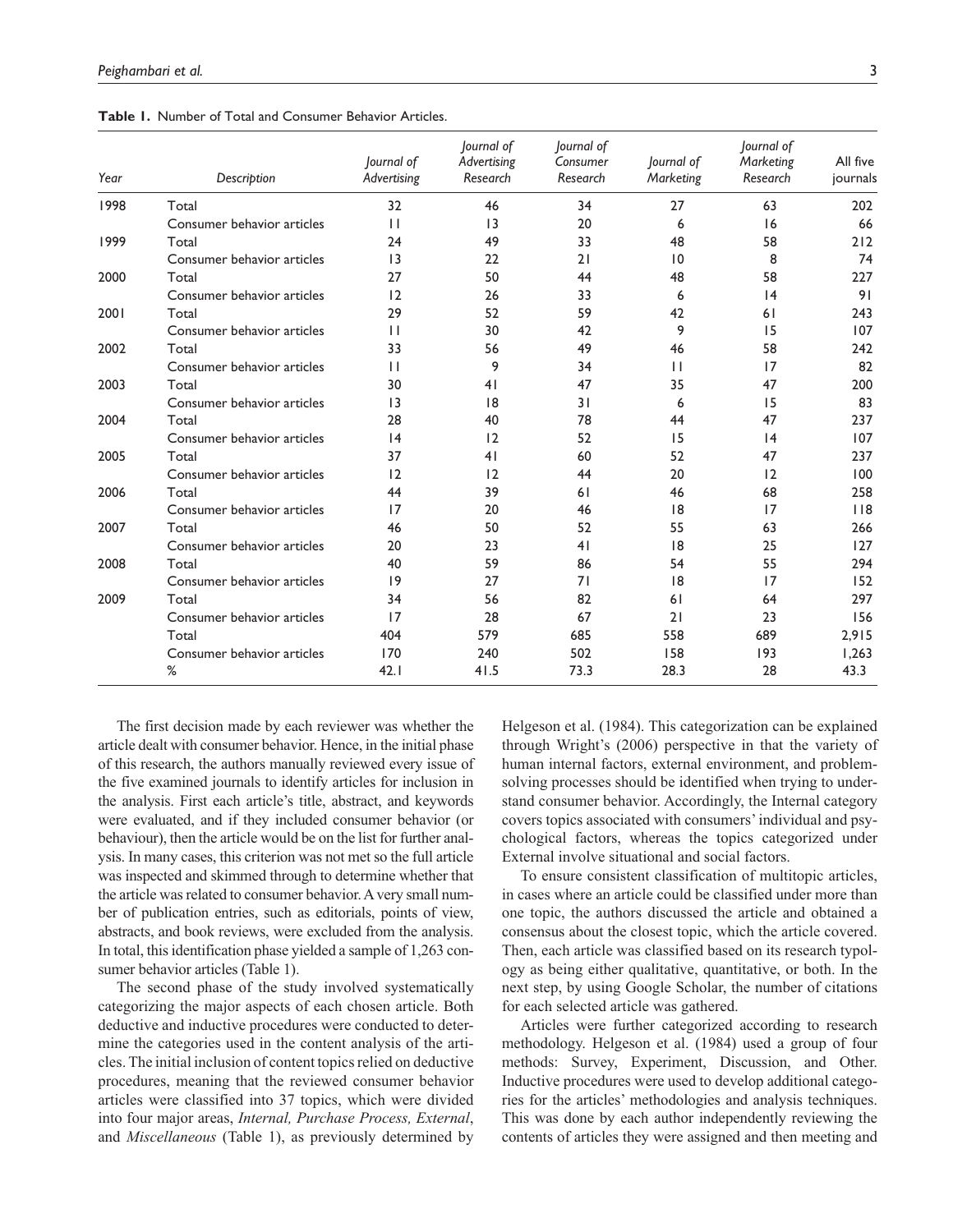**Table 1.** Number of Total and Consumer Behavior Articles.

| Year | Description | *Journal of Advertising* | *Journal of Advertising Research* | *Journal of Consumer Research* | *Journal of Marketing* | *Journal of Marketing Research* | All five journals |
|---|---|---|---|---|---|---|---|
| 1998 | Total | 32 | 46 | 34 | 27 | 63 | 202 |
| | Consumer behavior articles | 11 | 13 | 20 | 6 | 16 | 66 |
| 1999 | Total | 24 | 49 | 33 | 48 | 58 | 212 |
| | Consumer behavior articles | 13 | 22 | 21 | 10 | 8 | 74 |
| 2000 | Total | 27 | 50 | 44 | 48 | 58 | 227 |
| | Consumer behavior articles | 12 | 26 | 33 | 6 | 14 | 91 |
| 2001 | Total | 29 | 52 | 59 | 42 | 61 | 243 |
| | Consumer behavior articles | 11 | 30 | 42 | 9 | 15 | 107 |
| 2002 | Total | 33 | 56 | 49 | 46 | 58 | 242 |
| | Consumer behavior articles | 11 | 9 | 34 | 11 | 17 | 82 |
| 2003 | Total | 30 | 41 | 47 | 35 | 47 | 200 |
| | Consumer behavior articles | 13 | 18 | 31 | 6 | 15 | 83 |
| 2004 | Total | 28 | 40 | 78 | 44 | 47 | 237 |
| | Consumer behavior articles | 14 | 12 | 52 | 15 | 14 | 107 |
| 2005 | Total | 37 | 41 | 60 | 52 | 47 | 237 |
| | Consumer behavior articles | 12 | 12 | 44 | 20 | 12 | 100 |
| 2006 | Total | 44 | 39 | 61 | 46 | 68 | 258 |
| | Consumer behavior articles | 17 | 20 | 46 | 18 | 17 | 118 |
| 2007 | Total | 46 | 50 | 52 | 55 | 63 | 266 |
| | Consumer behavior articles | 20 | 23 | 41 | 18 | 25 | 127 |
| 2008 | Total | 40 | 59 | 86 | 54 | 55 | 294 |
| | Consumer behavior articles | 19 | 27 | 71 | 18 | 17 | 152 |
| 2009 | Total | 34 | 56 | 82 | 61 | 64 | 297 |
| | Consumer behavior articles | 17 | 28 | 67 | 21 | 23 | 156 |
| | Total | 404 | 579 | 685 | 558 | 689 | 2,915 |
| | Consumer behavior articles | 170 | 240 | 502 | 158 | 193 | 1,263 |
| | % | 42.1 | 41.5 | 73.3 | 28.3 | 28 | 43.3 |

The first decision made by each reviewer was whether the article dealt with consumer behavior. Hence, in the initial phase of this research, the authors manually reviewed every issue of the five examined journals to identify articles for inclusion in the analysis. First each article's title, abstract, and keywords were evaluated, and if they included consumer behavior (or behaviour), then the article would be on the list for further analysis. In many cases, this criterion was not met so the full article was inspected and skimmed through to determine whether that the article was related to consumer behavior. A very small number of publication entries, such as editorials, points of view, abstracts, and book reviews, were excluded from the analysis. In total, this identification phase yielded a sample of 1,263 consumer behavior articles (Table 1).

The second phase of the study involved systematically categorizing the major aspects of each chosen article. Both deductive and inductive procedures were conducted to determine the categories used in the content analysis of the articles. The initial inclusion of content topics relied on deductive procedures, meaning that the reviewed consumer behavior articles were classified into 37 topics, which were divided into four major areas, *Internal, Purchase Process, External*, and *Miscellaneous* (Table 1), as previously determined by Helgeson et al. (1984). This categorization can be explained through Wright's (2006) perspective in that the variety of human internal factors, external environment, and problem-solving processes should be identified when trying to understand consumer behavior. Accordingly, the Internal category covers topics associated with consumers' individual and psychological factors, whereas the topics categorized under External involve situational and social factors.

To ensure consistent classification of multitopic articles, in cases where an article could be classified under more than one topic, the authors discussed the article and obtained a consensus about the closest topic, which the article covered. Then, each article was classified based on its research typology as being either qualitative, quantitative, or both. In the next step, by using Google Scholar, the number of citations for each selected article was gathered.

Articles were further categorized according to research methodology. Helgeson et al. (1984) used a group of four methods: Survey, Experiment, Discussion, and Other. Inductive procedures were used to develop additional categories for the articles' methodologies and analysis techniques. This was done by each author independently reviewing the contents of articles they were assigned and then meeting and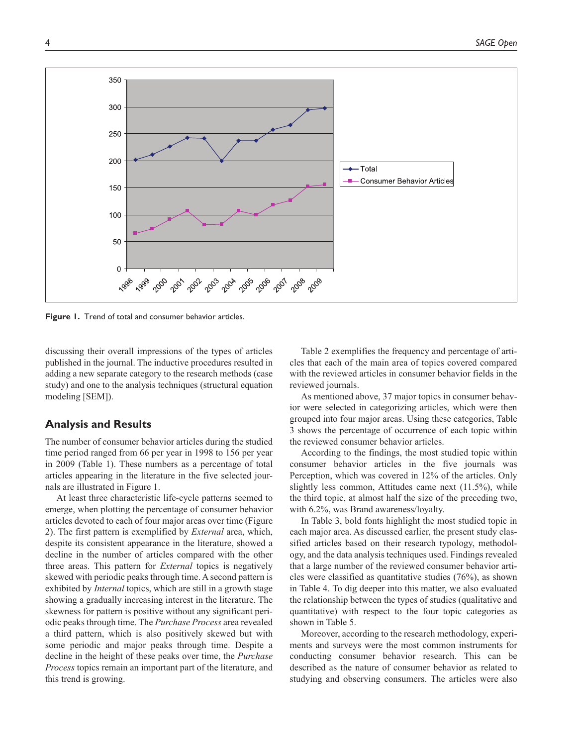Figure 1. Trend of total and consumer behavior articles.

discussing their overall impressions of the types of articles published in the journal. The inductive procedures resulted in adding a new separate category to the research methods (case study) and one to the analysis techniques (structural equation modeling [SEM]).

## Analysis and Results

The number of consumer behavior articles during the studied time period ranged from 66 per year in 1998 to 156 per year in 2009 (Table 1). These numbers as a percentage of total articles appearing in the literature in the five selected journals are illustrated in Figure 1.

At least three characteristic life-cycle patterns seemed to emerge, when plotting the percentage of consumer behavior articles devoted to each of four major areas over time (Figure 2). The first pattern is exemplified by *External* area, which, despite its consistent appearance in the literature, showed a decline in the number of articles compared with the other three areas. This pattern for *External* topics is negatively skewed with periodic peaks through time. A second pattern is exhibited by *Internal* topics, which are still in a growth stage showing a gradually increasing interest in the literature. The skewness for pattern is positive without any significant periodic peaks through time. The *Purchase Process* area revealed a third pattern, which is also positively skewed but with some periodic and major peaks through time. Despite a decline in the height of these peaks over time, the *Purchase Process* topics remain an important part of the literature, and this trend is growing.

Table 2 exemplifies the frequency and percentage of articles that each of the main area of topics covered compared with the reviewed articles in consumer behavior fields in the reviewed journals.

As mentioned above, 37 major topics in consumer behavior were selected in categorizing articles, which were then grouped into four major areas. Using these categories, Table 3 shows the percentage of occurrence of each topic within the reviewed consumer behavior articles.

According to the findings, the most studied topic within consumer behavior articles in the five journals was Perception, which was covered in 12% of the articles. Only slightly less common, Attitudes came next (11.5%), while the third topic, at almost half the size of the preceding two, with 6.2%, was Brand awareness/loyalty.

In Table 3, bold fonts highlight the most studied topic in each major area. As discussed earlier, the present study classified articles based on their research typology, methodology, and the data analysis techniques used. Findings revealed that a large number of the reviewed consumer behavior articles were classified as quantitative studies (76%), as shown in Table 4. To dig deeper into this matter, we also evaluated the relationship between the types of studies (qualitative and quantitative) with respect to the four topic categories as shown in Table 5.

Moreover, according to the research methodology, experiments and surveys were the most common instruments for conducting consumer behavior research. This can be described as the nature of consumer behavior as related to studying and observing consumers. The articles were also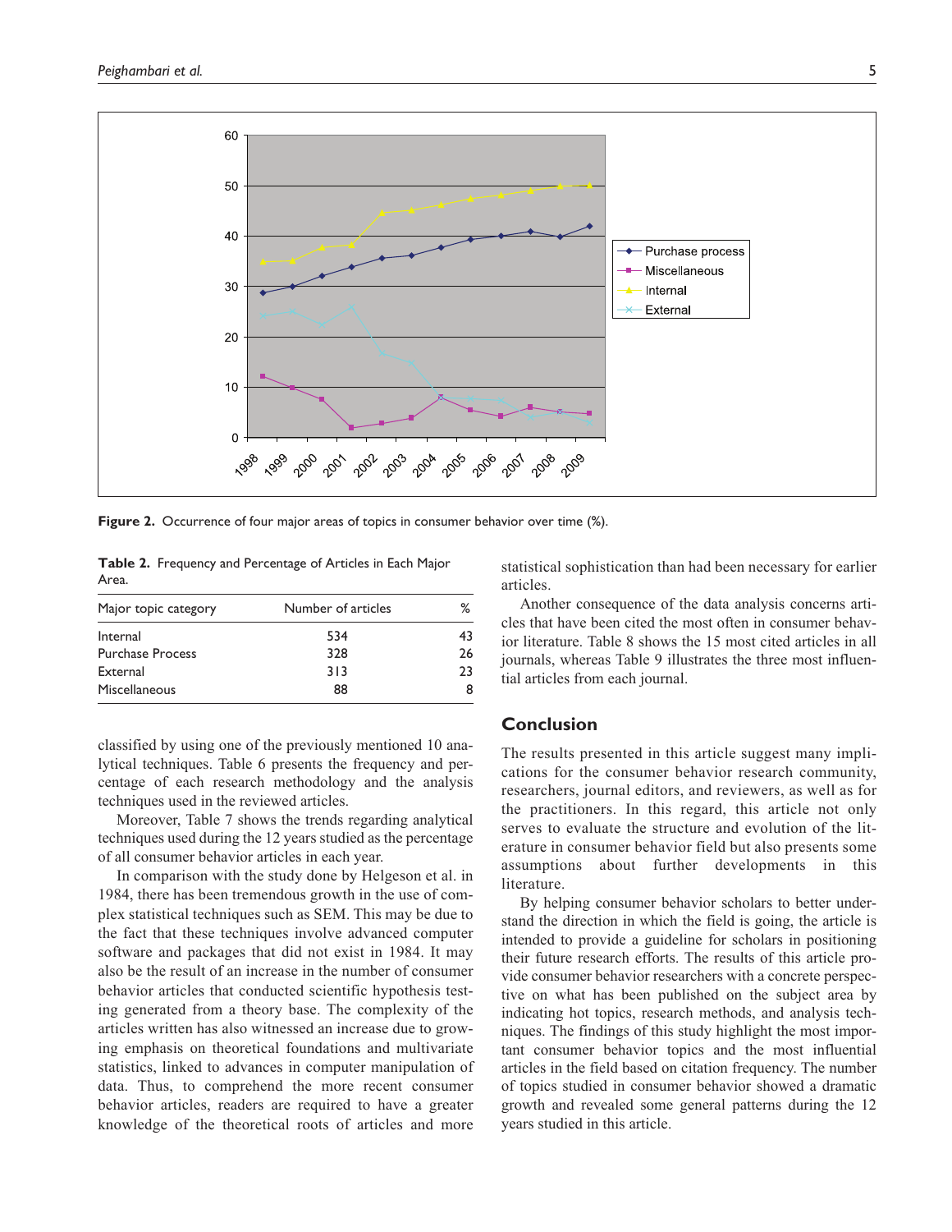60
50
40
30
20
10
0

1998 1999 2000 2001 2002 2003 2004 2005 2006 2007 2008 2009

Purchase process
Miscellaneous
Internal
External

**Figure 2.** Occurrence of four major areas of topics in consumer behavior over time (%).

**Table 2.** Frequency and Percentage of Articles in Each Major Area.

| Major topic category | Number of articles | % |
|---|---|---|
| Internal | 534 | 43 |
| Purchase Process | 328 | 26 |
| External | 313 | 23 |
| Miscellaneous | 88 | 8 |

classified by using one of the previously mentioned 10 analytical techniques. Table 6 presents the frequency and percentage of each research methodology and the analysis techniques used in the reviewed articles.

Moreover, Table 7 shows the trends regarding analytical techniques used during the 12 years studied as the percentage of all consumer behavior articles in each year.

In comparison with the study done by Helgeson et al. in 1984, there has been tremendous growth in the use of complex statistical techniques such as SEM. This may be due to the fact that these techniques involve advanced computer software and packages that did not exist in 1984. It may also be the result of an increase in the number of consumer behavior articles that conducted scientific hypothesis testing generated from a theory base. The complexity of the articles written has also witnessed an increase due to growing emphasis on theoretical foundations and multivariate statistics, linked to advances in computer manipulation of data. Thus, to comprehend the more recent consumer behavior articles, readers are required to have a greater knowledge of the theoretical roots of articles and more statistical sophistication than had been necessary for earlier articles.

Another consequence of the data analysis concerns articles that have been cited the most often in consumer behavior literature. Table 8 shows the 15 most cited articles in all journals, whereas Table 9 illustrates the three most influential articles from each journal.

## Conclusion

The results presented in this article suggest many implications for the consumer behavior research community, researchers, journal editors, and reviewers, as well as for the practitioners. In this regard, this article not only serves to evaluate the structure and evolution of the literature in consumer behavior field but also presents some assumptions about further developments in this literature.

By helping consumer behavior scholars to better understand the direction in which the field is going, the article is intended to provide a guideline for scholars in positioning their future research efforts. The results of this article provide consumer behavior researchers with a concrete perspective on what has been published on the subject area by indicating hot topics, research methods, and analysis techniques. The findings of this study highlight the most important consumer behavior topics and the most influential articles in the field based on citation frequency. The number of topics studied in consumer behavior showed a dramatic growth and revealed some general patterns during the 12 years studied in this article.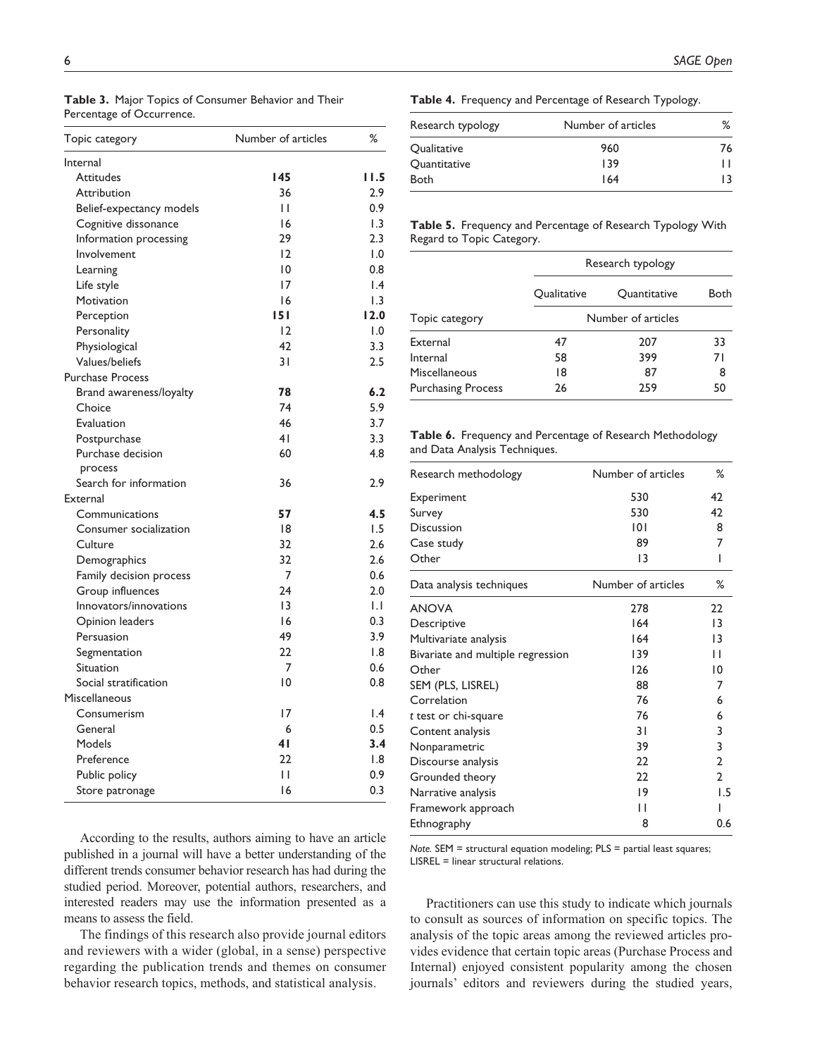**Table 3.** Major Topics of Consumer Behavior and Their Percentage of Occurrence.

| Topic category | Number of articles | % |
|---|---|---|
| Internal | | |
| Attitudes | **145** | **11.5** |
| Attribution | 36 | 2.9 |
| Belief-expectancy models | 11 | 0.9 |
| Cognitive dissonance | 16 | 1.3 |
| Information processing | 29 | 2.3 |
| Involvement | 12 | 1.0 |
| Learning | 10 | 0.8 |
| Life style | 17 | 1.4 |
| Motivation | 16 | 1.3 |
| Perception | **151** | **12.0** |
| Personality | 12 | 1.0 |
| Physiological | 42 | 3.3 |
| Values/beliefs | 31 | 2.5 |
| Purchase Process | | |
| Brand awareness/loyalty | **78** | **6.2** |
| Choice | 74 | 5.9 |
| Evaluation | 46 | 3.7 |
| Postpurchase | 41 | 3.3 |
| Purchase decision process | 60 | 4.8 |
| Search for information | 36 | 2.9 |
| External | | |
| Communications | **57** | **4.5** |
| Consumer socialization | 18 | 1.5 |
| Culture | 32 | 2.6 |
| Demographics | 32 | 2.6 |
| Family decision process | 7 | 0.6 |
| Group influences | 24 | 2.0 |
| Innovators/innovations | 13 | 1.1 |
| Opinion leaders | 16 | 0.3 |
| Persuasion | 49 | 3.9 |
| Segmentation | 22 | 1.8 |
| Situation | 7 | 0.6 |
| Social stratification | 10 | 0.8 |
| Miscellaneous | | |
| Consumerism | 17 | 1.4 |
| General | 6 | 0.5 |
| Models | **41** | **3.4** |
| Preference | 22 | 1.8 |
| Public policy | 11 | 0.9 |
| Store patronage | 16 | 0.3 |

According to the results, authors aiming to have an article published in a journal will have a better understanding of the different trends consumer behavior research has had during the studied period. Moreover, potential authors, researchers, and interested readers may use the information presented as a means to assess the field.

The findings of this research also provide journal editors and reviewers with a wider (global, in a sense) perspective regarding the publication trends and themes on consumer behavior research topics, methods, and statistical analysis.

**Table 4.** Frequency and Percentage of Research Typology.

| Research typology | Number of articles | % |
|---|---|---|
| Qualitative | 960 | 76 |
| Quantitative | 139 | 11 |
| Both | 164 | 13 |

**Table 5.** Frequency and Percentage of Research Typology With Regard to Topic Category.

| | Research typology | | |
|---|---|---|---|
| | Qualitative | Quantitative | Both |
| Topic category | Number of articles | | |
| External | 47 | 207 | 33 |
| Internal | 58 | 399 | 71 |
| Miscellaneous | 18 | 87 | 8 |
| Purchasing Process | 26 | 259 | 50 |

**Table 6.** Frequency and Percentage of Research Methodology and Data Analysis Techniques.

| Research methodology | Number of articles | % |
|---|---|---|
| Experiment | 530 | 42 |
| Survey | 530 | 42 |
| Discussion | 101 | 8 |
| Case study | 89 | 7 |
| Other | 13 | 1 |
| **Data analysis techniques** | **Number of articles** | **%** |
| ANOVA | 278 | 22 |
| Descriptive | 164 | 13 |
| Multivariate analysis | 164 | 13 |
| Bivariate and multiple regression | 139 | 11 |
| Other | 126 | 10 |
| SEM (PLS, LISREL) | 88 | 7 |
| Correlation | 76 | 6 |
| *t* test or chi-square | 76 | 6 |
| Content analysis | 31 | 3 |
| Nonparametric | 39 | 3 |
| Discourse analysis | 22 | 2 |
| Grounded theory | 22 | 2 |
| Narrative analysis | 19 | 1.5 |
| Framework approach | 11 | 1 |
| Ethnography | 8 | 0.6 |

*Note.* SEM = structural equation modeling; PLS = partial least squares; LISREL = linear structural relations.

Practitioners can use this study to indicate which journals to consult as sources of information on specific topics. The analysis of the topic areas among the reviewed articles provides evidence that certain topic areas (Purchase Process and Internal) enjoyed consistent popularity among the chosen journals' editors and reviewers during the studied years,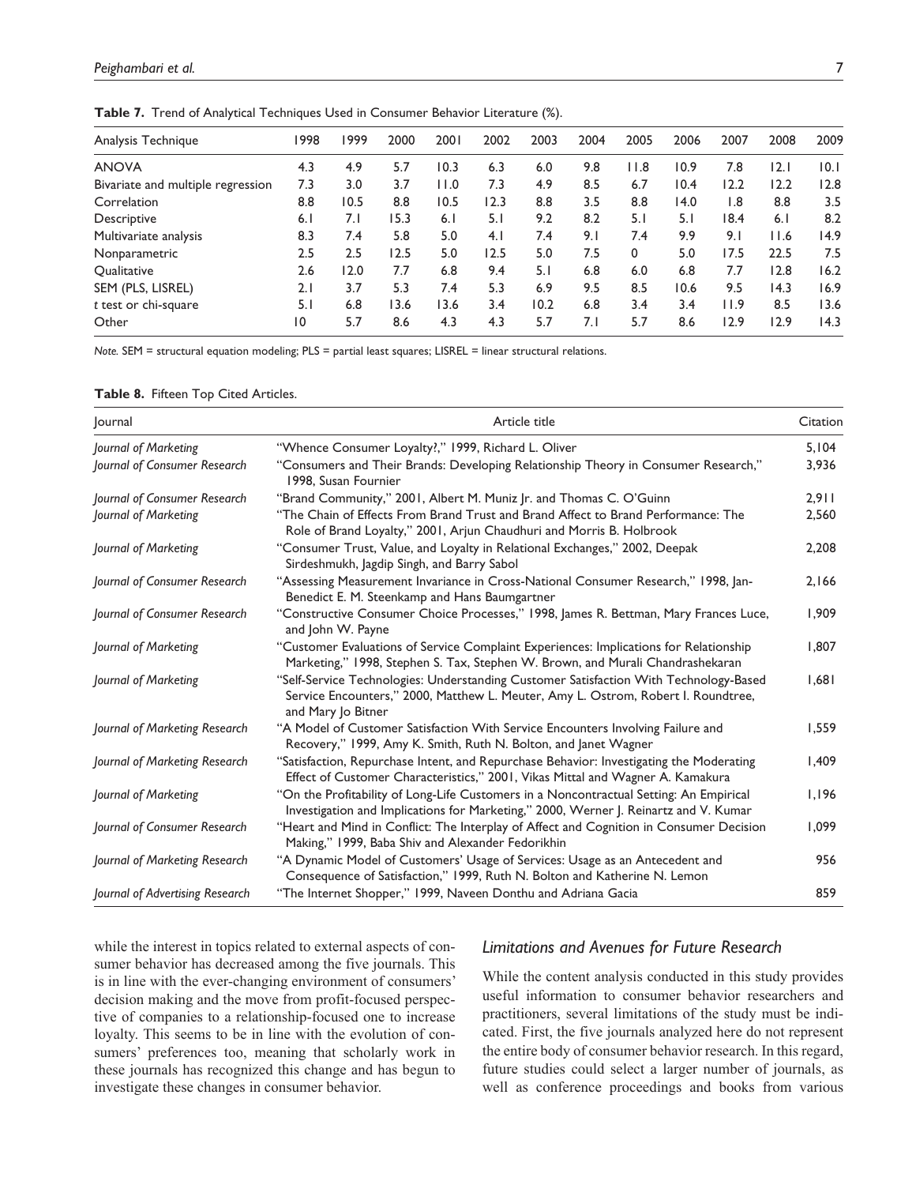**Table 7.** Trend of Analytical Techniques Used in Consumer Behavior Literature (%).

| Analysis Technique | 1998 | 1999 | 2000 | 2001 | 2002 | 2003 | 2004 | 2005 | 2006 | 2007 | 2008 | 2009 |
|---|---|---|---|---|---|---|---|---|---|---|---|---|
| ANOVA | 4.3 | 4.9 | 5.7 | 10.3 | 6.3 | 6.0 | 9.8 | 11.8 | 10.9 | 7.8 | 12.1 | 10.1 |
| Bivariate and multiple regression | 7.3 | 3.0 | 3.7 | 11.0 | 7.3 | 4.9 | 8.5 | 6.7 | 10.4 | 12.2 | 12.2 | 12.8 |
| Correlation | 8.8 | 10.5 | 8.8 | 10.5 | 12.3 | 8.8 | 3.5 | 8.8 | 14.0 | 1.8 | 8.8 | 3.5 |
| Descriptive | 6.1 | 7.1 | 15.3 | 6.1 | 5.1 | 9.2 | 8.2 | 5.1 | 5.1 | 18.4 | 6.1 | 8.2 |
| Multivariate analysis | 8.3 | 7.4 | 5.8 | 5.0 | 4.1 | 7.4 | 9.1 | 7.4 | 9.9 | 9.1 | 11.6 | 14.9 |
| Nonparametric | 2.5 | 2.5 | 12.5 | 5.0 | 12.5 | 5.0 | 7.5 | 0 | 5.0 | 17.5 | 22.5 | 7.5 |
| Qualitative | 2.6 | 12.0 | 7.7 | 6.8 | 9.4 | 5.1 | 6.8 | 6.0 | 6.8 | 7.7 | 12.8 | 16.2 |
| SEM (PLS, LISREL) | 2.1 | 3.7 | 5.3 | 7.4 | 5.3 | 6.9 | 9.5 | 8.5 | 10.6 | 9.5 | 14.3 | 16.9 |
| *t* test or chi-square | 5.1 | 6.8 | 13.6 | 13.6 | 3.4 | 10.2 | 6.8 | 3.4 | 3.4 | 11.9 | 8.5 | 13.6 |
| Other | 10 | 5.7 | 8.6 | 4.3 | 4.3 | 5.7 | 7.1 | 5.7 | 8.6 | 12.9 | 12.9 | 14.3 |

*Note.* SEM = structural equation modeling; PLS = partial least squares; LISREL = linear structural relations.

**Table 8.** Fifteen Top Cited Articles.

| Journal | Article title | Citation |
|---|---|---|
| *Journal of Marketing* | "Whence Consumer Loyalty?," 1999, Richard L. Oliver | 5,104 |
| *Journal of Consumer Research* | "Consumers and Their Brands: Developing Relationship Theory in Consumer Research," 1998, Susan Fournier | 3,936 |
| *Journal of Consumer Research* | "Brand Community," 2001, Albert M. Muniz Jr. and Thomas C. O'Guinn | 2,911 |
| *Journal of Marketing* | "The Chain of Effects From Brand Trust and Brand Affect to Brand Performance: The Role of Brand Loyalty," 2001, Arjun Chaudhuri and Morris B. Holbrook | 2,560 |
| *Journal of Marketing* | "Consumer Trust, Value, and Loyalty in Relational Exchanges," 2002, Deepak Sirdeshmukh, Jagdip Singh, and Barry Sabol | 2,208 |
| *Journal of Consumer Research* | "Assessing Measurement Invariance in Cross-National Consumer Research," 1998, Jan-Benedict E. M. Steenkamp and Hans Baumgartner | 2,166 |
| *Journal of Consumer Research* | "Constructive Consumer Choice Processes," 1998, James R. Bettman, Mary Frances Luce, and John W. Payne | 1,909 |
| *Journal of Marketing* | "Customer Evaluations of Service Complaint Experiences: Implications for Relationship Marketing," 1998, Stephen S. Tax, Stephen W. Brown, and Murali Chandrashekaran | 1,807 |
| *Journal of Marketing* | "Self-Service Technologies: Understanding Customer Satisfaction With Technology-Based Service Encounters," 2000, Matthew L. Meuter, Amy L. Ostrom, Robert I. Roundtree, and Mary Jo Bitner | 1,681 |
| *Journal of Marketing Research* | "A Model of Customer Satisfaction With Service Encounters Involving Failure and Recovery," 1999, Amy K. Smith, Ruth N. Bolton, and Janet Wagner | 1,559 |
| *Journal of Marketing Research* | "Satisfaction, Repurchase Intent, and Repurchase Behavior: Investigating the Moderating Effect of Customer Characteristics," 2001, Vikas Mittal and Wagner A. Kamakura | 1,409 |
| *Journal of Marketing* | "On the Profitability of Long-Life Customers in a Noncontractual Setting: An Empirical Investigation and Implications for Marketing," 2000, Werner J. Reinartz and V. Kumar | 1,196 |
| *Journal of Consumer Research* | "Heart and Mind in Conflict: The Interplay of Affect and Cognition in Consumer Decision Making," 1999, Baba Shiv and Alexander Fedorikhin | 1,099 |
| *Journal of Marketing Research* | "A Dynamic Model of Customers' Usage of Services: Usage as an Antecedent and Consequence of Satisfaction," 1999, Ruth N. Bolton and Katherine N. Lemon | 956 |
| *Journal of Advertising Research* | "The Internet Shopper," 1999, Naveen Donthu and Adriana Gacia | 859 |

while the interest in topics related to external aspects of consumer behavior has decreased among the five journals. This is in line with the ever-changing environment of consumers' decision making and the move from profit-focused perspective of companies to a relationship-focused one to increase loyalty. This seems to be in line with the evolution of consumers' preferences too, meaning that scholarly work in these journals has recognized this change and has begun to investigate these changes in consumer behavior.

## Limitations and Avenues for Future Research

While the content analysis conducted in this study provides useful information to consumer behavior researchers and practitioners, several limitations of the study must be indicated. First, the five journals analyzed here do not represent the entire body of consumer behavior research. In this regard, future studies could select a larger number of journals, as well as conference proceedings and books from various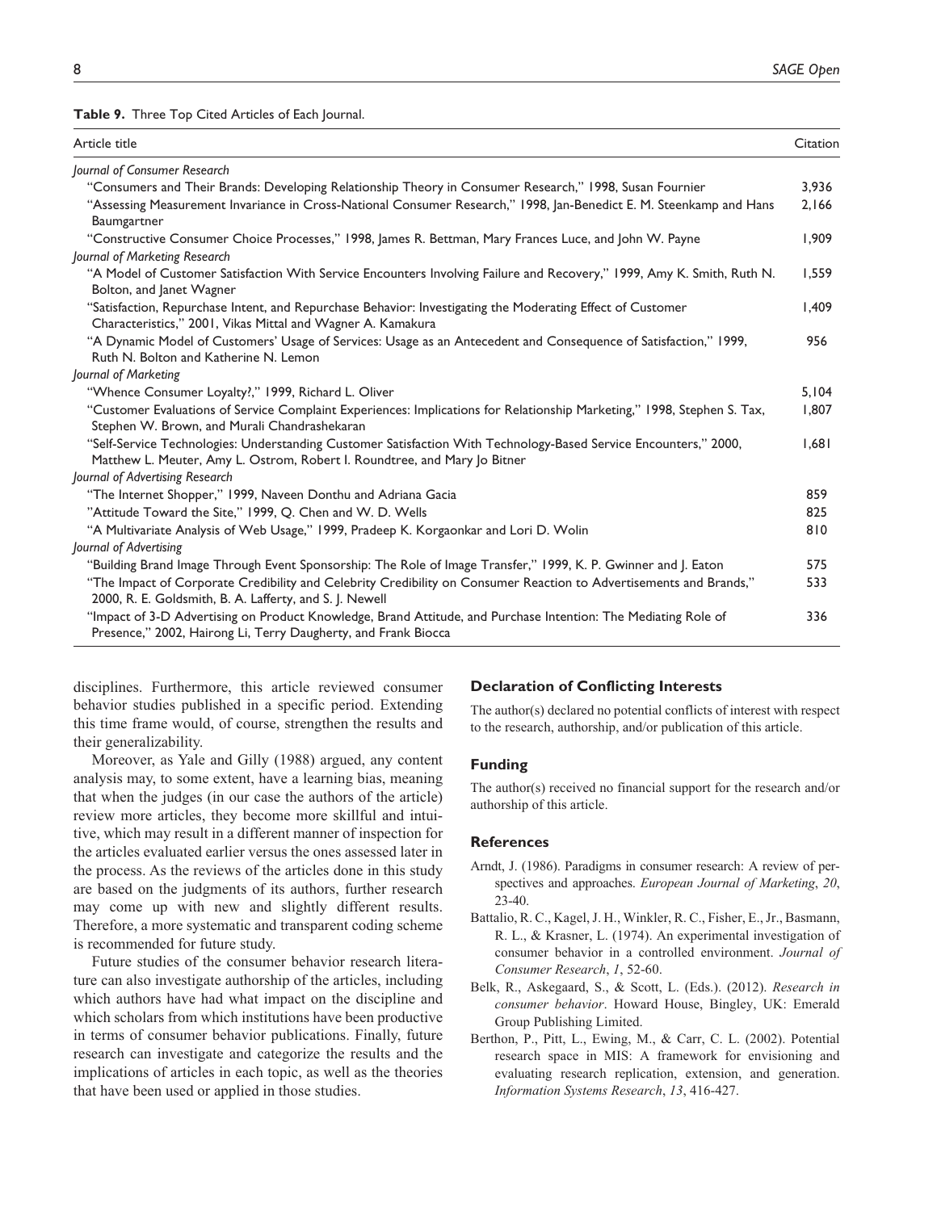**Table 9.** Three Top Cited Articles of Each Journal.

| Article title | Citation |
|---|---|
| *Journal of Consumer Research* | |
| "Consumers and Their Brands: Developing Relationship Theory in Consumer Research," 1998, Susan Fournier | 3,936 |
| "Assessing Measurement Invariance in Cross-National Consumer Research," 1998, Jan-Benedict E. M. Steenkamp and Hans Baumgartner | 2,166 |
| "Constructive Consumer Choice Processes," 1998, James R. Bettman, Mary Frances Luce, and John W. Payne | 1,909 |
| *Journal of Marketing Research* | |
| "A Model of Customer Satisfaction With Service Encounters Involving Failure and Recovery," 1999, Amy K. Smith, Ruth N. Bolton, and Janet Wagner | 1,559 |
| "Satisfaction, Repurchase Intent, and Repurchase Behavior: Investigating the Moderating Effect of Customer Characteristics," 2001, Vikas Mittal and Wagner A. Kamakura | 1,409 |
| "A Dynamic Model of Customers' Usage of Services: Usage as an Antecedent and Consequence of Satisfaction," 1999, Ruth N. Bolton and Katherine N. Lemon | 956 |
| *Journal of Marketing* | |
| "Whence Consumer Loyalty?," 1999, Richard L. Oliver | 5,104 |
| "Customer Evaluations of Service Complaint Experiences: Implications for Relationship Marketing," 1998, Stephen S. Tax, Stephen W. Brown, and Murali Chandrashekaran | 1,807 |
| "Self-Service Technologies: Understanding Customer Satisfaction With Technology-Based Service Encounters," 2000, Matthew L. Meuter, Amy L. Ostrom, Robert I. Roundtree, and Mary Jo Bitner | 1,681 |
| *Journal of Advertising Research* | |
| "The Internet Shopper," 1999, Naveen Donthu and Adriana Gacia | 859 |
| "Attitude Toward the Site," 1999, Q. Chen and W. D. Wells | 825 |
| "A Multivariate Analysis of Web Usage," 1999, Pradeep K. Korgaonkar and Lori D. Wolin | 810 |
| *Journal of Advertising* | |
| "Building Brand Image Through Event Sponsorship: The Role of Image Transfer," 1999, K. P. Gwinner and J. Eaton | 575 |
| "The Impact of Corporate Credibility and Celebrity Credibility on Consumer Reaction to Advertisements and Brands," 2000, R. E. Goldsmith, B. A. Lafferty, and S. J. Newell | 533 |
| "Impact of 3-D Advertising on Product Knowledge, Brand Attitude, and Purchase Intention: The Mediating Role of Presence," 2002, Hairong Li, Terry Daugherty, and Frank Biocca | 336 |

disciplines. Furthermore, this article reviewed consumer behavior studies published in a specific period. Extending this time frame would, of course, strengthen the results and their generalizability.

Moreover, as Yale and Gilly (1988) argued, any content analysis may, to some extent, have a learning bias, meaning that when the judges (in our case the authors of the article) review more articles, they become more skillful and intuitive, which may result in a different manner of inspection for the articles evaluated earlier versus the ones assessed later in the process. As the reviews of the articles done in this study are based on the judgments of its authors, further research may come up with new and slightly different results. Therefore, a more systematic and transparent coding scheme is recommended for future study.

Future studies of the consumer behavior research literature can also investigate authorship of the articles, including which authors have had what impact on the discipline and which scholars from which institutions have been productive in terms of consumer behavior publications. Finally, future research can investigate and categorize the results and the implications of articles in each topic, as well as the theories that have been used or applied in those studies.

## Declaration of Conflicting Interests

The author(s) declared no potential conflicts of interest with respect to the research, authorship, and/or publication of this article.

## Funding

The author(s) received no financial support for the research and/or authorship of this article.

## References

Arndt, J. (1986). Paradigms in consumer research: A review of perspectives and approaches. *European Journal of Marketing*, *20*, 23-40.

Battalio, R. C., Kagel, J. H., Winkler, R. C., Fisher, E., Jr., Basmann, R. L., & Krasner, L. (1974). An experimental investigation of consumer behavior in a controlled environment. *Journal of Consumer Research*, *1*, 52-60.

Belk, R., Askegaard, S., & Scott, L. (Eds.). (2012). *Research in consumer behavior*. Howard House, Bingley, UK: Emerald Group Publishing Limited.

Berthon, P., Pitt, L., Ewing, M., & Carr, C. L. (2002). Potential research space in MIS: A framework for envisioning and evaluating research replication, extension, and generation. *Information Systems Research*, *13*, 416-427.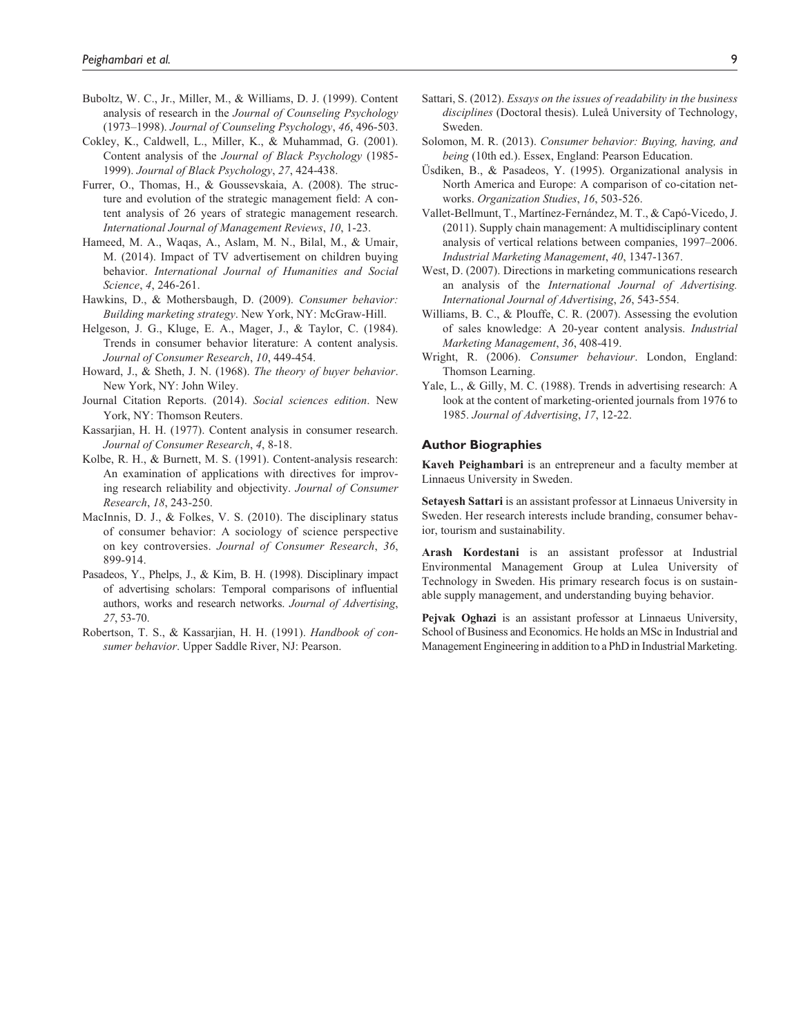Buboltz, W. C., Jr., Miller, M., & Williams, D. J. (1999). Content analysis of research in the *Journal of Counseling Psychology* (1973–1998). *Journal of Counseling Psychology*, *46*, 496-503.

Cokley, K., Caldwell, L., Miller, K., & Muhammad, G. (2001). Content analysis of the *Journal of Black Psychology* (1985-1999). *Journal of Black Psychology*, *27*, 424-438.

Furrer, O., Thomas, H., & Goussevskaia, A. (2008). The structure and evolution of the strategic management field: A content analysis of 26 years of strategic management research. *International Journal of Management Reviews*, *10*, 1-23.

Hameed, M. A., Waqas, A., Aslam, M. N., Bilal, M., & Umair, M. (2014). Impact of TV advertisement on children buying behavior. *International Journal of Humanities and Social Science*, *4*, 246-261.

Hawkins, D., & Mothersbaugh, D. (2009). *Consumer behavior: Building marketing strategy*. New York, NY: McGraw-Hill.

Helgeson, J. G., Kluge, E. A., Mager, J., & Taylor, C. (1984). Trends in consumer behavior literature: A content analysis. *Journal of Consumer Research*, *10*, 449-454.

Howard, J., & Sheth, J. N. (1968). *The theory of buyer behavior*. New York, NY: John Wiley.

Journal Citation Reports. (2014). *Social sciences edition*. New York, NY: Thomson Reuters.

Kassarjian, H. H. (1977). Content analysis in consumer research. *Journal of Consumer Research*, *4*, 8-18.

Kolbe, R. H., & Burnett, M. S. (1991). Content-analysis research: An examination of applications with directives for improving research reliability and objectivity. *Journal of Consumer Research*, *18*, 243-250.

MacInnis, D. J., & Folkes, V. S. (2010). The disciplinary status of consumer behavior: A sociology of science perspective on key controversies. *Journal of Consumer Research*, *36*, 899-914.

Pasadeos, Y., Phelps, J., & Kim, B. H. (1998). Disciplinary impact of advertising scholars: Temporal comparisons of influential authors, works and research networks. *Journal of Advertising*, *27*, 53-70.

Robertson, T. S., & Kassarjian, H. H. (1991). *Handbook of consumer behavior*. Upper Saddle River, NJ: Pearson.

Sattari, S. (2012). *Essays on the issues of readability in the business disciplines* (Doctoral thesis). Luleå University of Technology, Sweden.

Solomon, M. R. (2013). *Consumer behavior: Buying, having, and being* (10th ed.). Essex, England: Pearson Education.

Üsdiken, B., & Pasadeos, Y. (1995). Organizational analysis in North America and Europe: A comparison of co-citation networks. *Organization Studies*, *16*, 503-526.

Vallet-Bellmunt, T., Martínez-Fernández, M. T., & Capó-Vicedo, J. (2011). Supply chain management: A multidisciplinary content analysis of vertical relations between companies, 1997–2006. *Industrial Marketing Management*, *40*, 1347-1367.

West, D. (2007). Directions in marketing communications research an analysis of the *International Journal of Advertising. International Journal of Advertising*, *26*, 543-554.

Williams, B. C., & Plouffe, C. R. (2007). Assessing the evolution of sales knowledge: A 20-year content analysis. *Industrial Marketing Management*, *36*, 408-419.

Wright, R. (2006). *Consumer behaviour*. London, England: Thomson Learning.

Yale, L., & Gilly, M. C. (1988). Trends in advertising research: A look at the content of marketing-oriented journals from 1976 to 1985. *Journal of Advertising*, *17*, 12-22.

## Author Biographies

**Kaveh Peighambari** is an entrepreneur and a faculty member at Linnaeus University in Sweden.

**Setayesh Sattari** is an assistant professor at Linnaeus University in Sweden. Her research interests include branding, consumer behavior, tourism and sustainability.

**Arash Kordestani** is an assistant professor at Industrial Environmental Management Group at Lulea University of Technology in Sweden. His primary research focus is on sustainable supply management, and understanding buying behavior.

**Pejvak Oghazi** is an assistant professor at Linnaeus University, School of Business and Economics. He holds an MSc in Industrial and Management Engineering in addition to a PhD in Industrial Marketing.